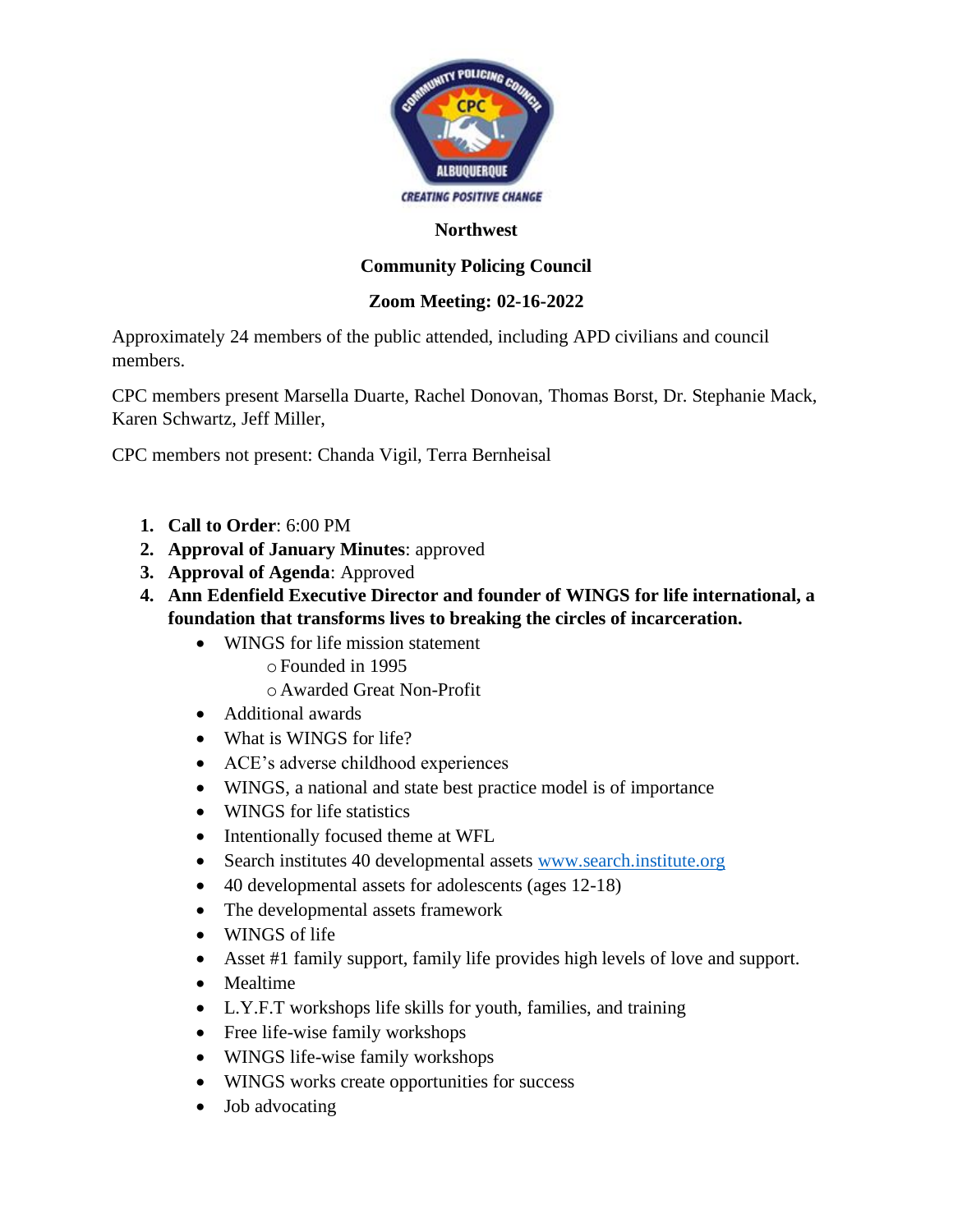**Northwest**

**Community Policing Council**

**Zoom Meeting: 02-16-2022**

Approximately 24 members of the public attended, including APD civilians and council members.

CPC members present Marsella Duarte, Rachel Donovan, Thomas Borst, Dr. Stephanie Mack, Karen Schwartz, Jeff Miller,

CPC members not present: Chanda Vigil, Terra Bernheisal

1. **Call to Order**: 6:00 PM
2. **Approval of January Minutes**: approved
3. **Approval of Agenda**: Approved
4. **Ann Edenfield Executive Director and founder of WINGS for life international, a foundation that transforms lives to breaking the circles of incarceration.**
   - WINGS for life mission statement
     - Founded in 1995
     - Awarded Great Non-Profit
   - Additional awards
   - What is WINGS for life?
   - ACE's adverse childhood experiences
   - WINGS, a national and state best practice model is of importance
   - WINGS for life statistics
   - Intentionally focused theme at WFL
   - Search institutes 40 developmental assets www.search.institute.org
   - 40 developmental assets for adolescents (ages 12-18)
   - The developmental assets framework
   - WINGS of life
   - Asset #1 family support, family life provides high levels of love and support.
   - Mealtime
   - L.Y.F.T workshops life skills for youth, families, and training
   - Free life-wise family workshops
   - WINGS life-wise family workshops
   - WINGS works create opportunities for success
   - Job advocating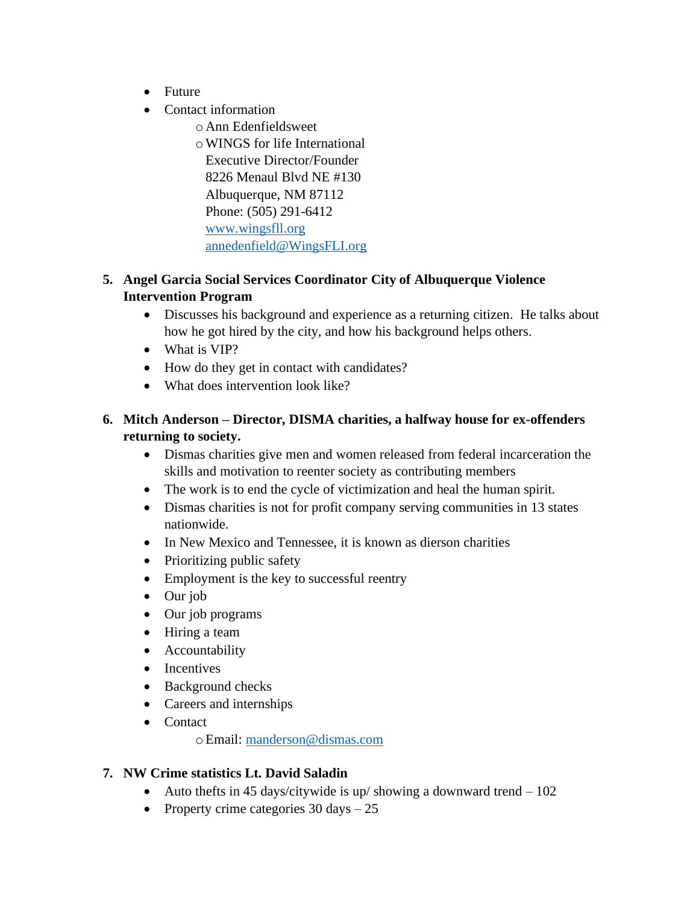- Future
- Contact information
  - Ann Edenfieldsweet
  - WINGS for life International
    Executive Director/Founder
    8226 Menaul Blvd NE #130
    Albuquerque, NM 87112
    Phone: (505) 291-6412
    [www.wingsfll.org](http://www.wingsfll.org)
    [annedenfield@WingsFLI.org](mailto:annedenfield@WingsFLI.org)

5. **Angel Garcia Social Services Coordinator City of Albuquerque Violence Intervention Program**
   - Discusses his background and experience as a returning citizen. He talks about how he got hired by the city, and how his background helps others.
   - What is VIP?
   - How do they get in contact with candidates?
   - What does intervention look like?

6. **Mitch Anderson – Director, DISMA charities, a halfway house for ex-offenders returning to society.**
   - Dismas charities give men and women released from federal incarceration the skills and motivation to reenter society as contributing members
   - The work is to end the cycle of victimization and heal the human spirit.
   - Dismas charities is not for profit company serving communities in 13 states nationwide.
   - In New Mexico and Tennessee, it is known as dierson charities
   - Prioritizing public safety
   - Employment is the key to successful reentry
   - Our job
   - Our job programs
   - Hiring a team
   - Accountability
   - Incentives
   - Background checks
   - Careers and internships
   - Contact
     - Email: [manderson@dismas.com](mailto:manderson@dismas.com)

7. **NW Crime statistics Lt. David Saladin**
   - Auto thefts in 45 days/citywide is up/ showing a downward trend – 102
   - Property crime categories 30 days – 25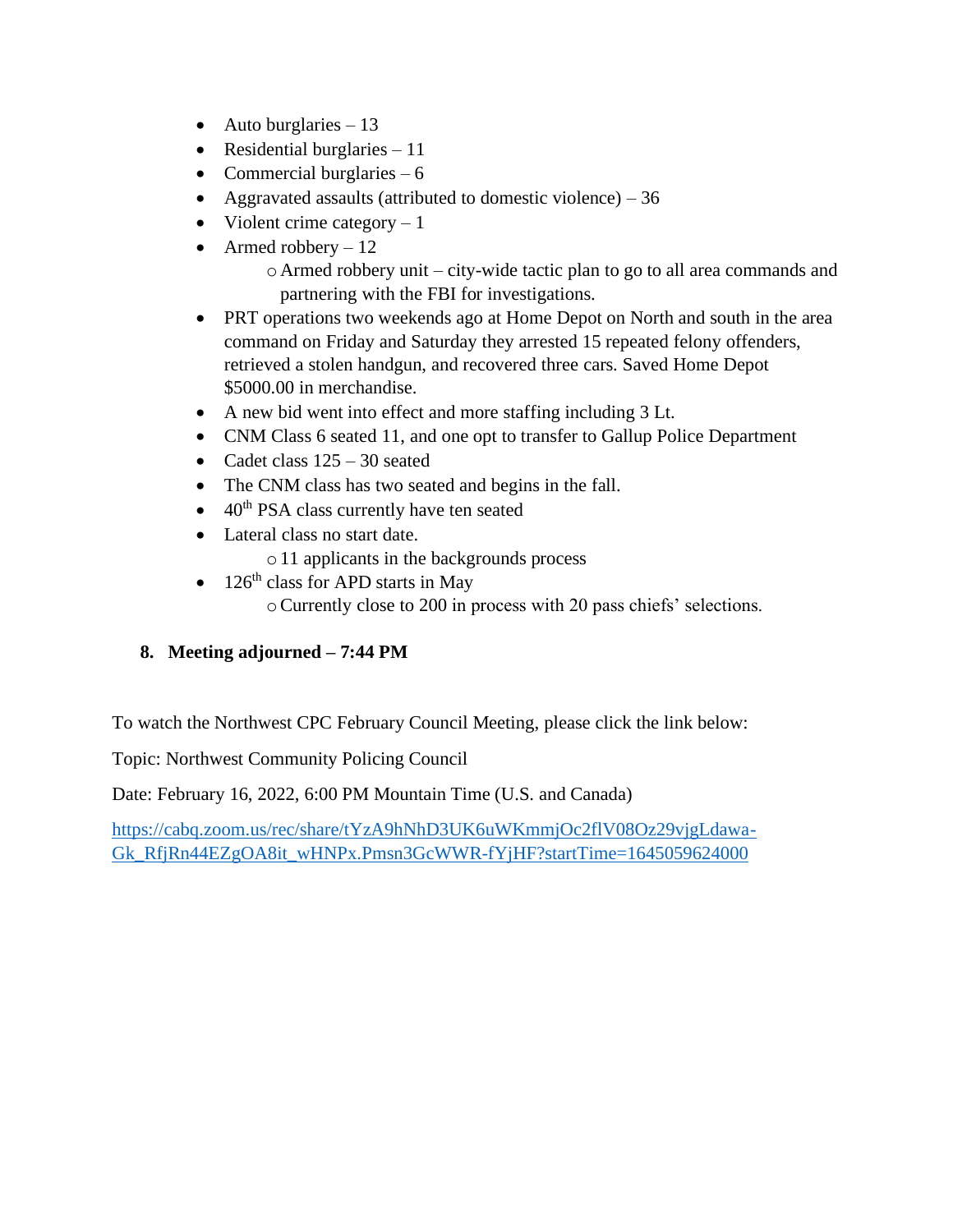- Auto burglaries – 13
- Residential burglaries – 11
- Commercial burglaries – 6
- Aggravated assaults (attributed to domestic violence) – 36
- Violent crime category – 1
- Armed robbery – 12
  - Armed robbery unit – city-wide tactic plan to go to all area commands and partnering with the FBI for investigations.
- PRT operations two weekends ago at Home Depot on North and south in the area command on Friday and Saturday they arrested 15 repeated felony offenders, retrieved a stolen handgun, and recovered three cars. Saved Home Depot $5000.00 in merchandise.
- A new bid went into effect and more staffing including 3 Lt.
- CNM Class 6 seated 11, and one opt to transfer to Gallup Police Department
- Cadet class 125 – 30 seated
- The CNM class has two seated and begins in the fall.
- 40th PSA class currently have ten seated
- Lateral class no start date.
  - 11 applicants in the backgrounds process
- 126th class for APD starts in May
  - Currently close to 200 in process with 20 pass chiefs' selections.

**8. Meeting adjourned – 7:44 PM**

To watch the Northwest CPC February Council Meeting, please click the link below:

Topic: Northwest Community Policing Council

Date: February 16, 2022, 6:00 PM Mountain Time (U.S. and Canada)

https://cabq.zoom.us/rec/share/tYzA9hNhD3UK6uWKmmjOc2flV08Oz29vjgLdawa-Gk_RfjRn44EZgOA8it_wHNPx.Pmsn3GcWWR-fYjHF?startTime=1645059624000